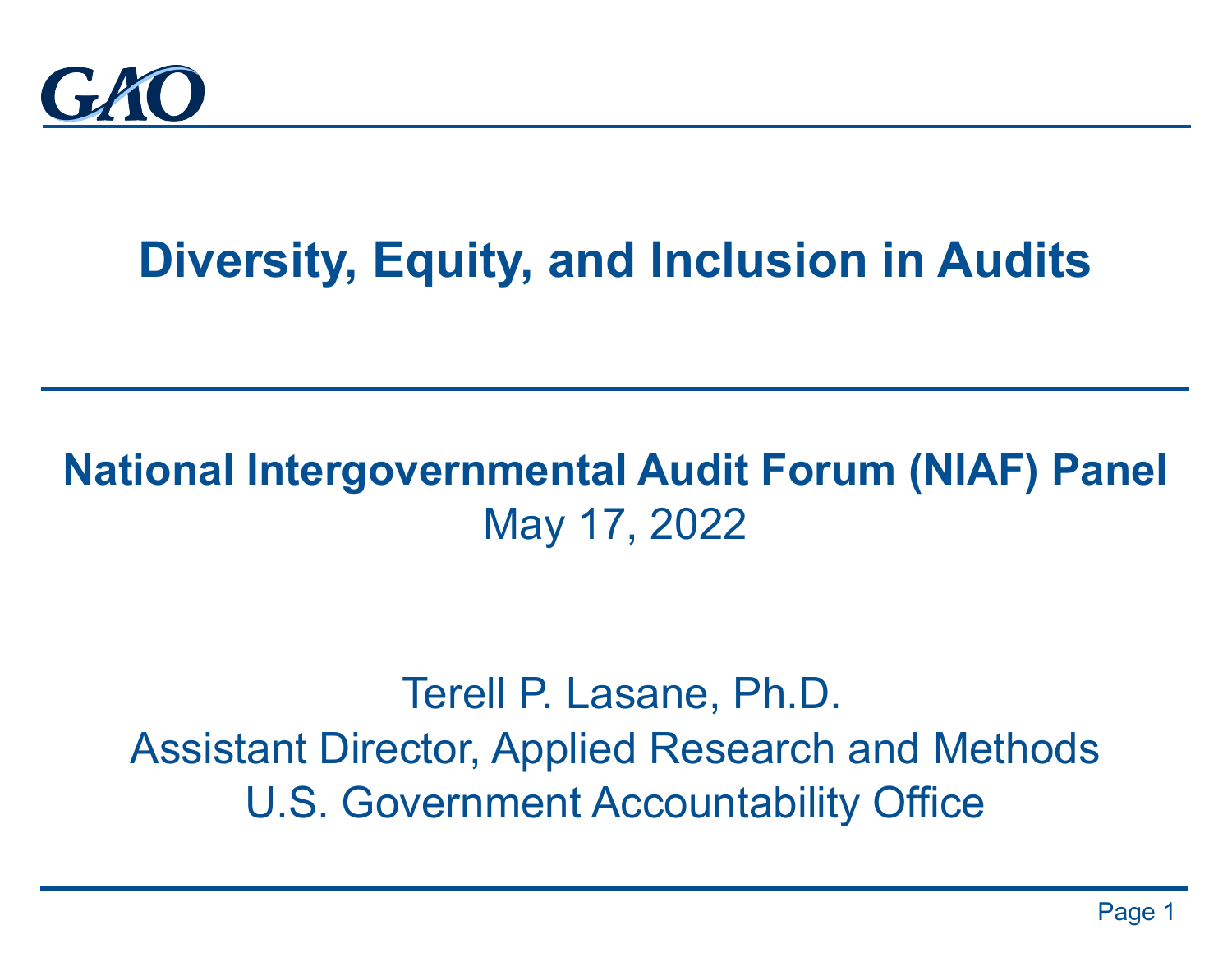GAO

# Diversity, Equity, and Inclusion in Audits

**National Intergovernmental Audit Forum (NIAF) Panel**

May 17, 2022

Terell P. Lasane, Ph.D.

Assistant Director, Applied Research and Methods

U.S. Government Accountability Office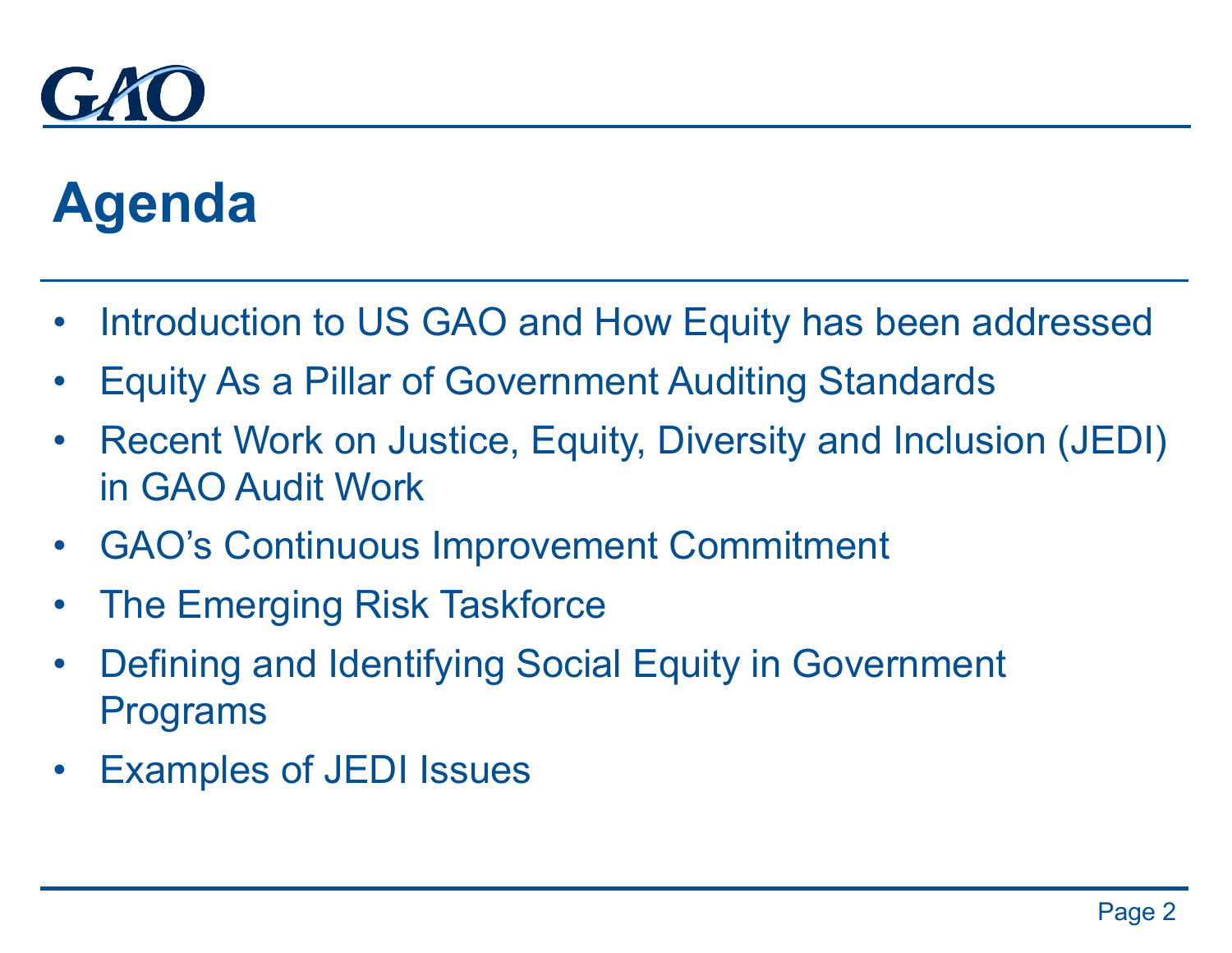GAO

# Agenda

- Introduction to US GAO and How Equity has been addressed
- Equity As a Pillar of Government Auditing Standards
- Recent Work on Justice, Equity, Diversity and Inclusion (JEDI) in GAO Audit Work
- GAO's Continuous Improvement Commitment
- The Emerging Risk Taskforce
- Defining and Identifying Social Equity in Government Programs
- Examples of JEDI Issues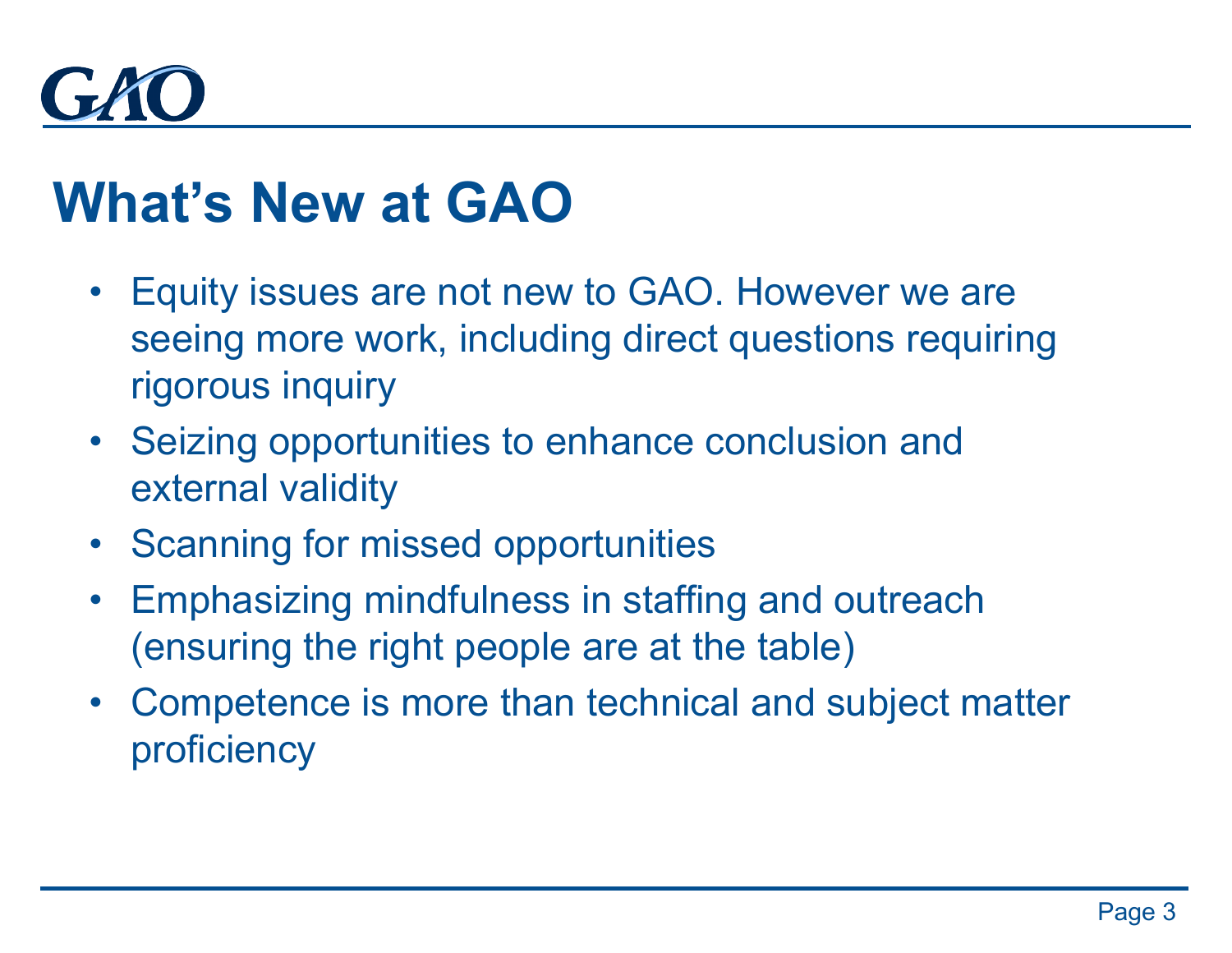# What's New at GAO

- Equity issues are not new to GAO. However we are seeing more work, including direct questions requiring rigorous inquiry
- Seizing opportunities to enhance conclusion and external validity
- Scanning for missed opportunities
- Emphasizing mindfulness in staffing and outreach (ensuring the right people are at the table)
- Competence is more than technical and subject matter proficiency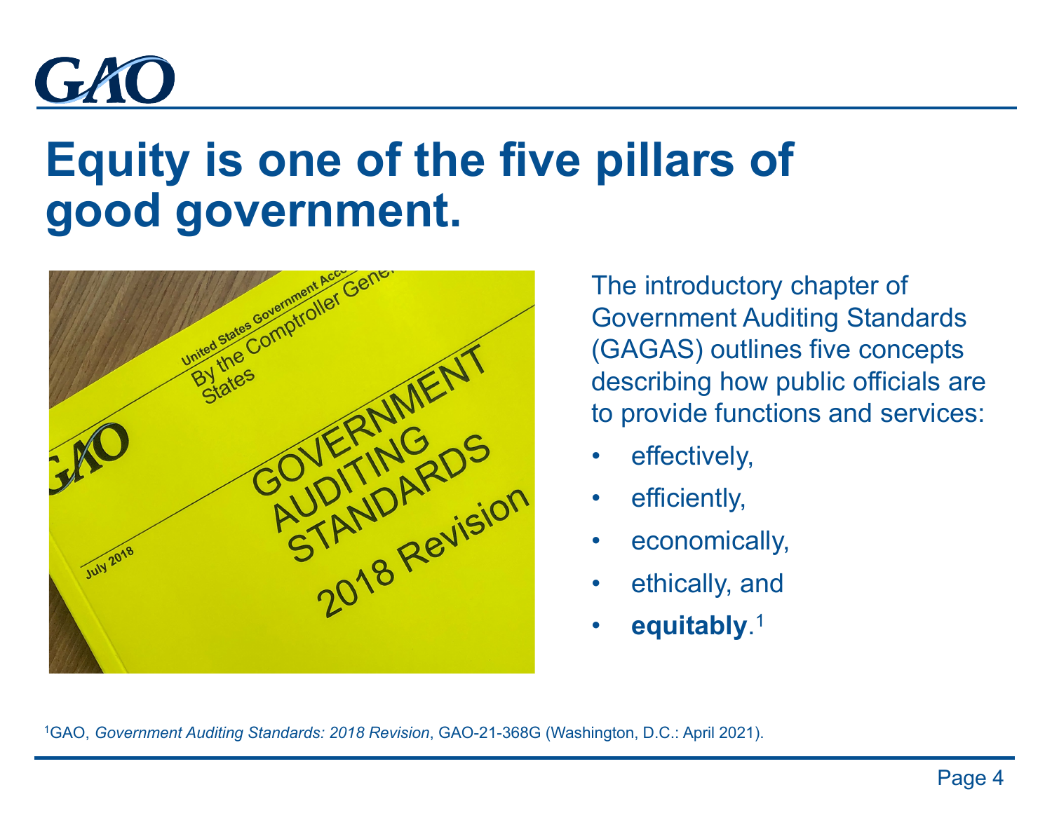# Equity is one of the five pillars of good government.

The introductory chapter of Government Auditing Standards (GAGAS) outlines five concepts describing how public officials are to provide functions and services:

- effectively,
- efficiently,
- economically,
- ethically, and
- **equitably**.[1]

[1]GAO, *Government Auditing Standards: 2018 Revision*, GAO-21-368G (Washington, D.C.: April 2021).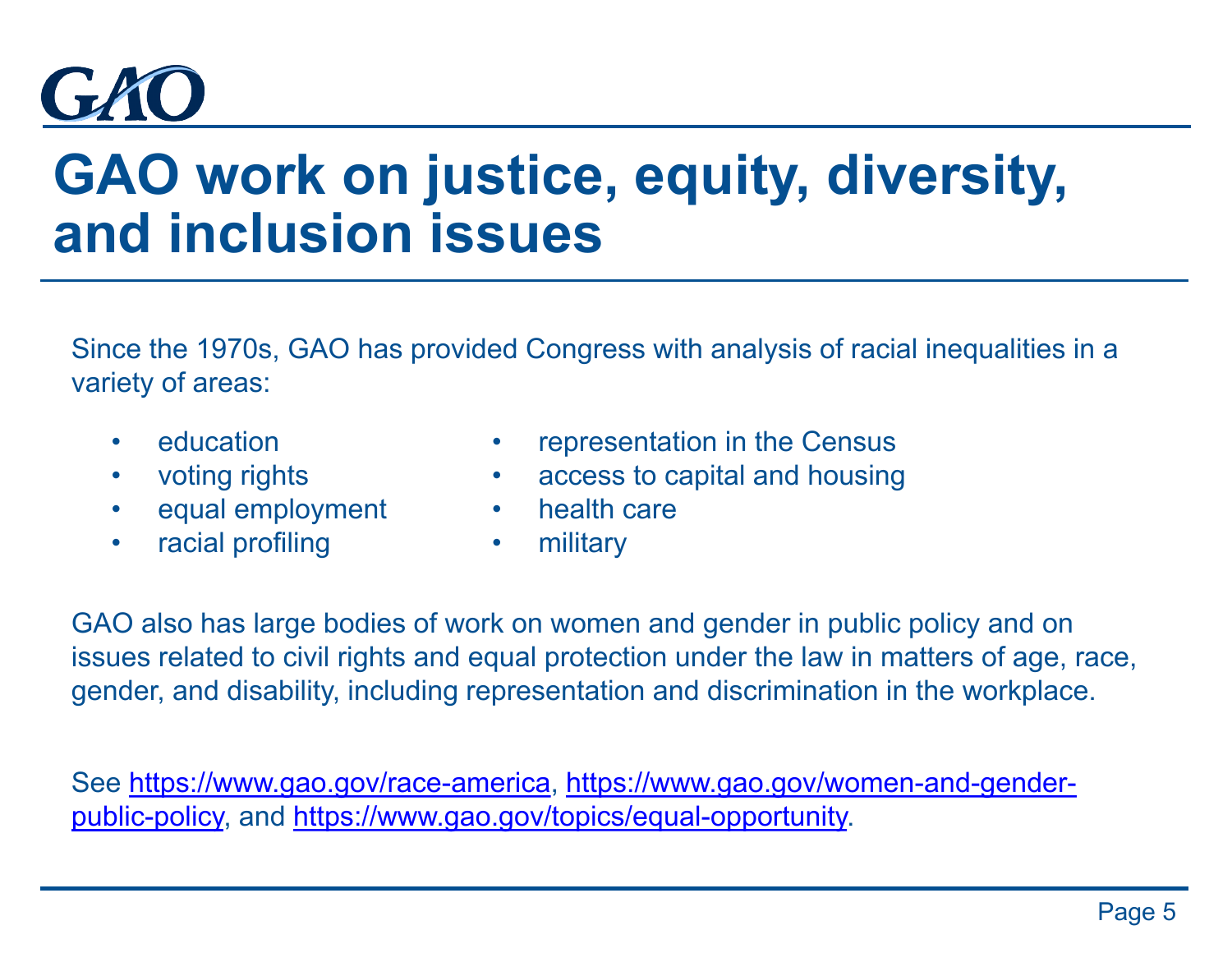# GAO work on justice, equity, diversity, and inclusion issues

Since the 1970s, GAO has provided Congress with analysis of racial inequalities in a variety of areas:

- education
- voting rights
- equal employment
- racial profiling
- representation in the Census
- access to capital and housing
- health care
- military

GAO also has large bodies of work on women and gender in public policy and on issues related to civil rights and equal protection under the law in matters of age, race, gender, and disability, including representation and discrimination in the workplace.

See https://www.gao.gov/race-america, https://www.gao.gov/women-and-gender-public-policy, and https://www.gao.gov/topics/equal-opportunity.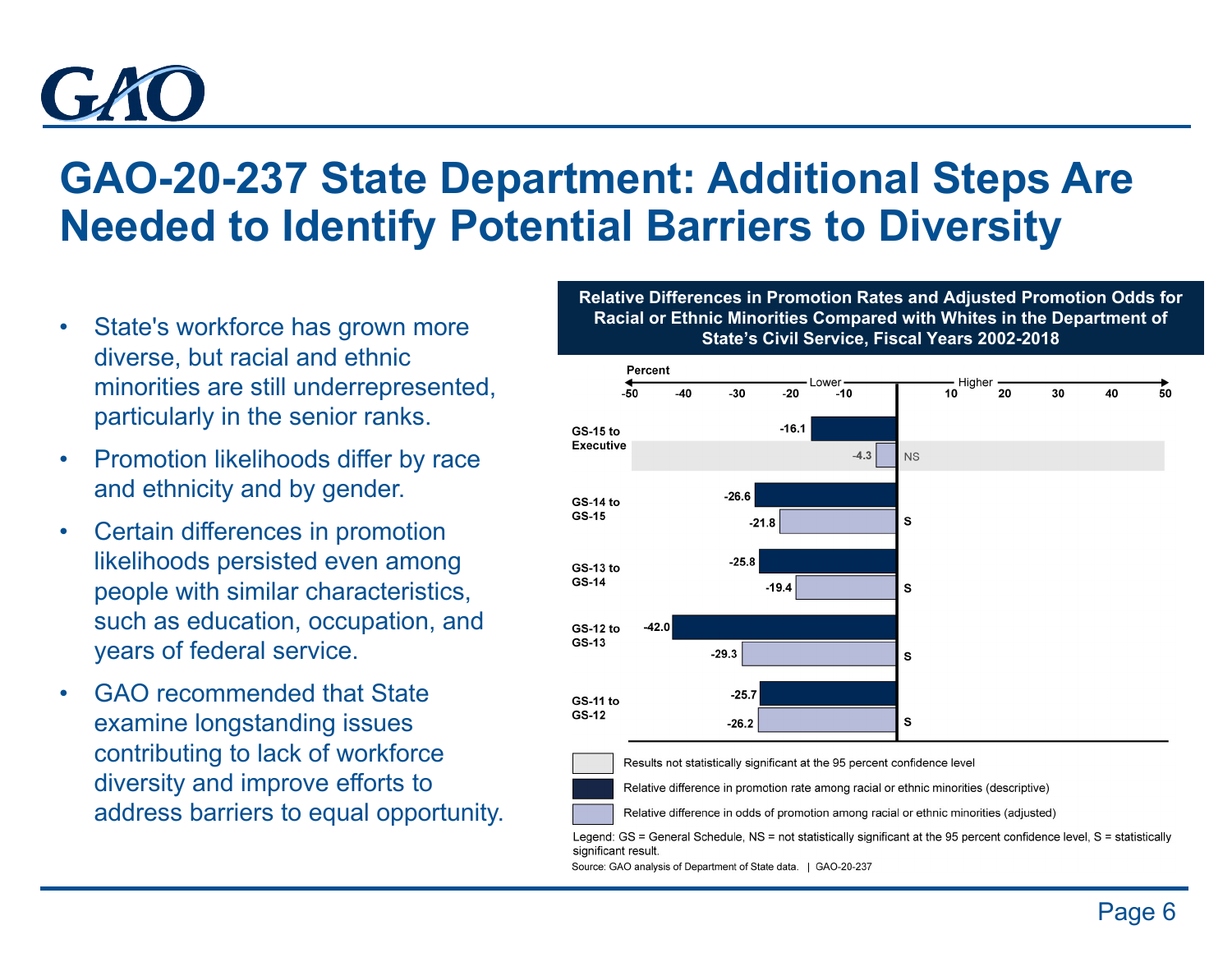# GAO-20-237 State Department: Additional Steps Are Needed to Identify Potential Barriers to Diversity

- State's workforce has grown more diverse, but racial and ethnic minorities are still underrepresented, particularly in the senior ranks.
- Promotion likelihoods differ by race and ethnicity and by gender.
- Certain differences in promotion likelihoods persisted even among people with similar characteristics, such as education, occupation, and years of federal service.
- GAO recommended that State examine longstanding issues contributing to lack of workforce diversity and improve efforts to address barriers to equal opportunity.

**Relative Differences in Promotion Rates and Adjusted Promotion Odds for Racial or Ethnic Minorities Compared with Whites in the Department of State's Civil Service, Fiscal Years 2002-2018**

| Promotion | Relative difference in promotion rate (descriptive), percent | Relative difference in odds of promotion (adjusted), percent | Significance |
|---|---|---|---|
| GS-15 to Executive | -16.1 | -4.3 | NS |
| GS-14 to GS-15 | -26.6 | -21.8 | S |
| GS-13 to GS-14 | -25.8 | -19.4 | S |
| GS-12 to GS-13 | -42.0 | -29.3 | S |
| GS-11 to GS-12 | -25.7 | -26.2 | S |

Results not statistically significant at the 95 percent confidence level

Relative difference in promotion rate among racial or ethnic minorities (descriptive)

Relative difference in odds of promotion among racial or ethnic minorities (adjusted)

Legend: GS = General Schedule, NS = not statistically significant at the 95 percent confidence level, S = statistically significant result.

Source: GAO analysis of Department of State data. | GAO-20-237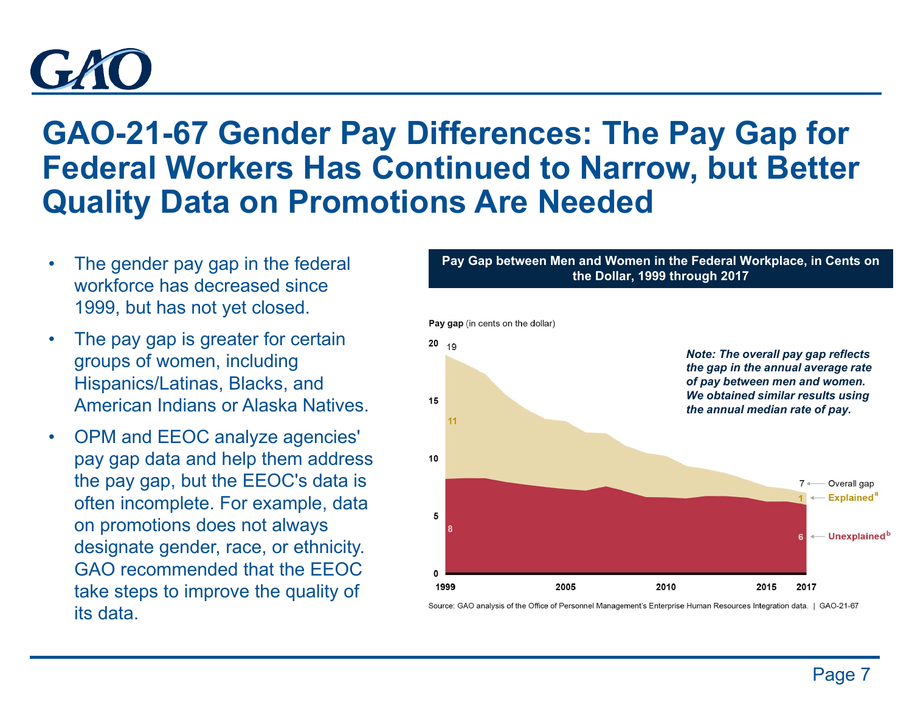# GAO-21-67 Gender Pay Differences: The Pay Gap for Federal Workers Has Continued to Narrow, but Better Quality Data on Promotions Are Needed

- The gender pay gap in the federal workforce has decreased since 1999, but has not yet closed.
- The pay gap is greater for certain groups of women, including Hispanics/Latinas, Blacks, and American Indians or Alaska Natives.
- OPM and EEOC analyze agencies' pay gap data and help them address the pay gap, but the EEOC's data is often incomplete. For example, data on promotions does not always designate gender, race, or ethnicity. GAO recommended that the EEOC take steps to improve the quality of its data.

**Pay Gap between Men and Women in the Federal Workplace, in Cents on the Dollar, 1999 through 2017**

**Pay gap** (in cents on the dollar)

| Year | Overall gap | Explained[a] | Unexplained[b] |
|---|---|---|---|
| 1999 | 19 | 11 | 8 |
| 2017 | 7 | 1 | 6 |

***Note: The overall pay gap reflects the gap in the annual average rate of pay between men and women. We obtained similar results using the annual median rate of pay.***

Source: GAO analysis of the Office of Personnel Management's Enterprise Human Resources Integration data. | GAO-21-67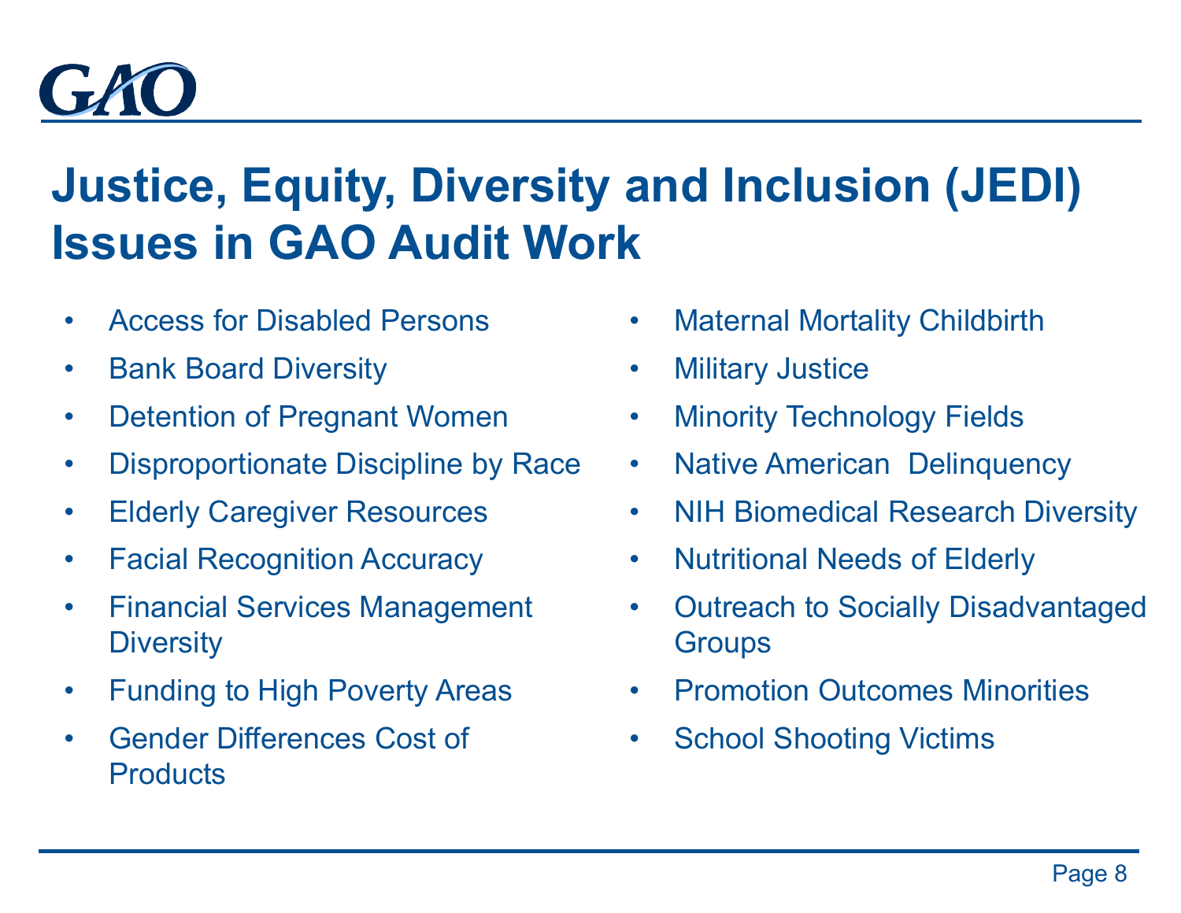# Justice, Equity, Diversity and Inclusion (JEDI) Issues in GAO Audit Work

- Access for Disabled Persons
- Bank Board Diversity
- Detention of Pregnant Women
- Disproportionate Discipline by Race
- Elderly Caregiver Resources
- Facial Recognition Accuracy
- Financial Services Management Diversity
- Funding to High Poverty Areas
- Gender Differences Cost of Products
- Maternal Mortality Childbirth
- Military Justice
- Minority Technology Fields
- Native American Delinquency
- NIH Biomedical Research Diversity
- Nutritional Needs of Elderly
- Outreach to Socially Disadvantaged Groups
- Promotion Outcomes Minorities
- School Shooting Victims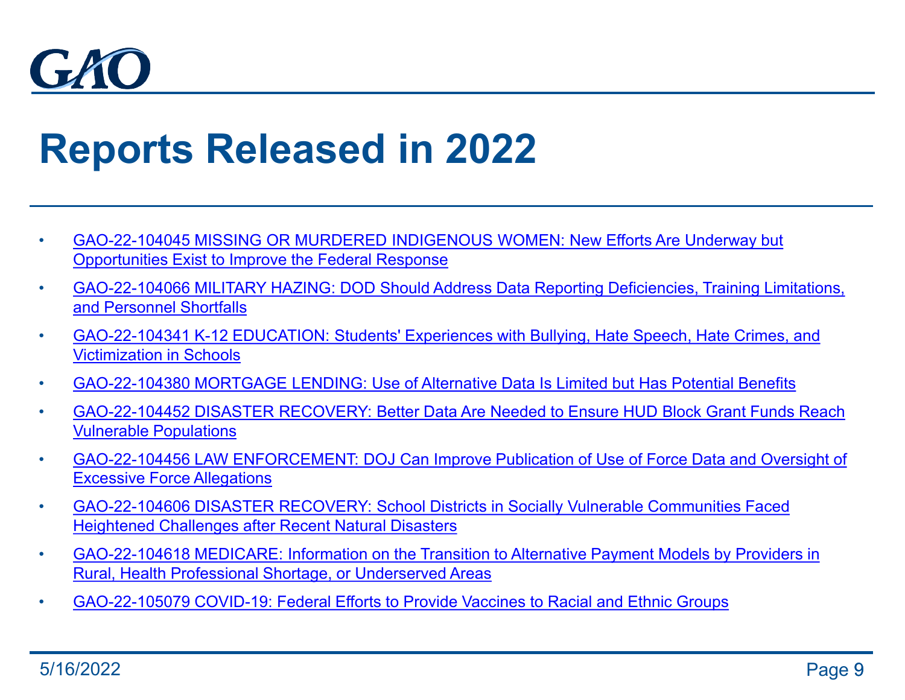# Reports Released in 2022

- GAO-22-104045 MISSING OR MURDERED INDIGENOUS WOMEN: New Efforts Are Underway but Opportunities Exist to Improve the Federal Response
- GAO-22-104066 MILITARY HAZING: DOD Should Address Data Reporting Deficiencies, Training Limitations, and Personnel Shortfalls
- GAO-22-104341 K-12 EDUCATION: Students' Experiences with Bullying, Hate Speech, Hate Crimes, and Victimization in Schools
- GAO-22-104380 MORTGAGE LENDING: Use of Alternative Data Is Limited but Has Potential Benefits
- GAO-22-104452 DISASTER RECOVERY: Better Data Are Needed to Ensure HUD Block Grant Funds Reach Vulnerable Populations
- GAO-22-104456 LAW ENFORCEMENT: DOJ Can Improve Publication of Use of Force Data and Oversight of Excessive Force Allegations
- GAO-22-104606 DISASTER RECOVERY: School Districts in Socially Vulnerable Communities Faced Heightened Challenges after Recent Natural Disasters
- GAO-22-104618 MEDICARE: Information on the Transition to Alternative Payment Models by Providers in Rural, Health Professional Shortage, or Underserved Areas
- GAO-22-105079 COVID-19: Federal Efforts to Provide Vaccines to Racial and Ethnic Groups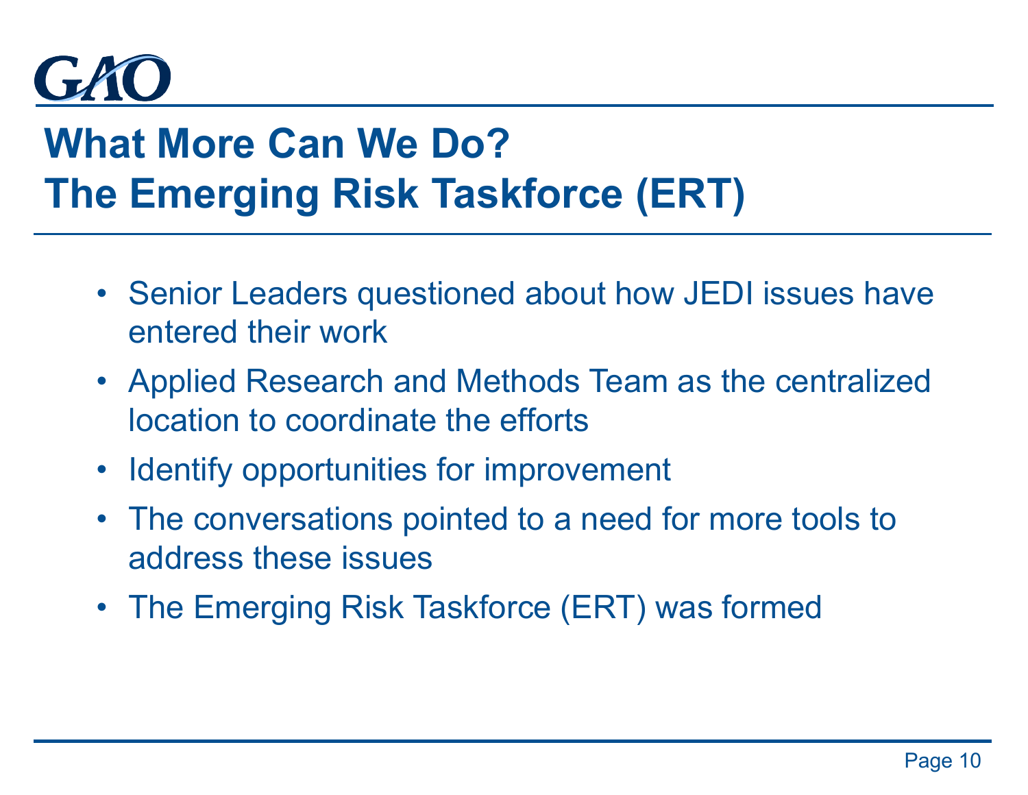# What More Can We Do?
# The Emerging Risk Taskforce (ERT)

- Senior Leaders questioned about how JEDI issues have entered their work
- Applied Research and Methods Team as the centralized location to coordinate the efforts
- Identify opportunities for improvement
- The conversations pointed to a need for more tools to address these issues
- The Emerging Risk Taskforce (ERT) was formed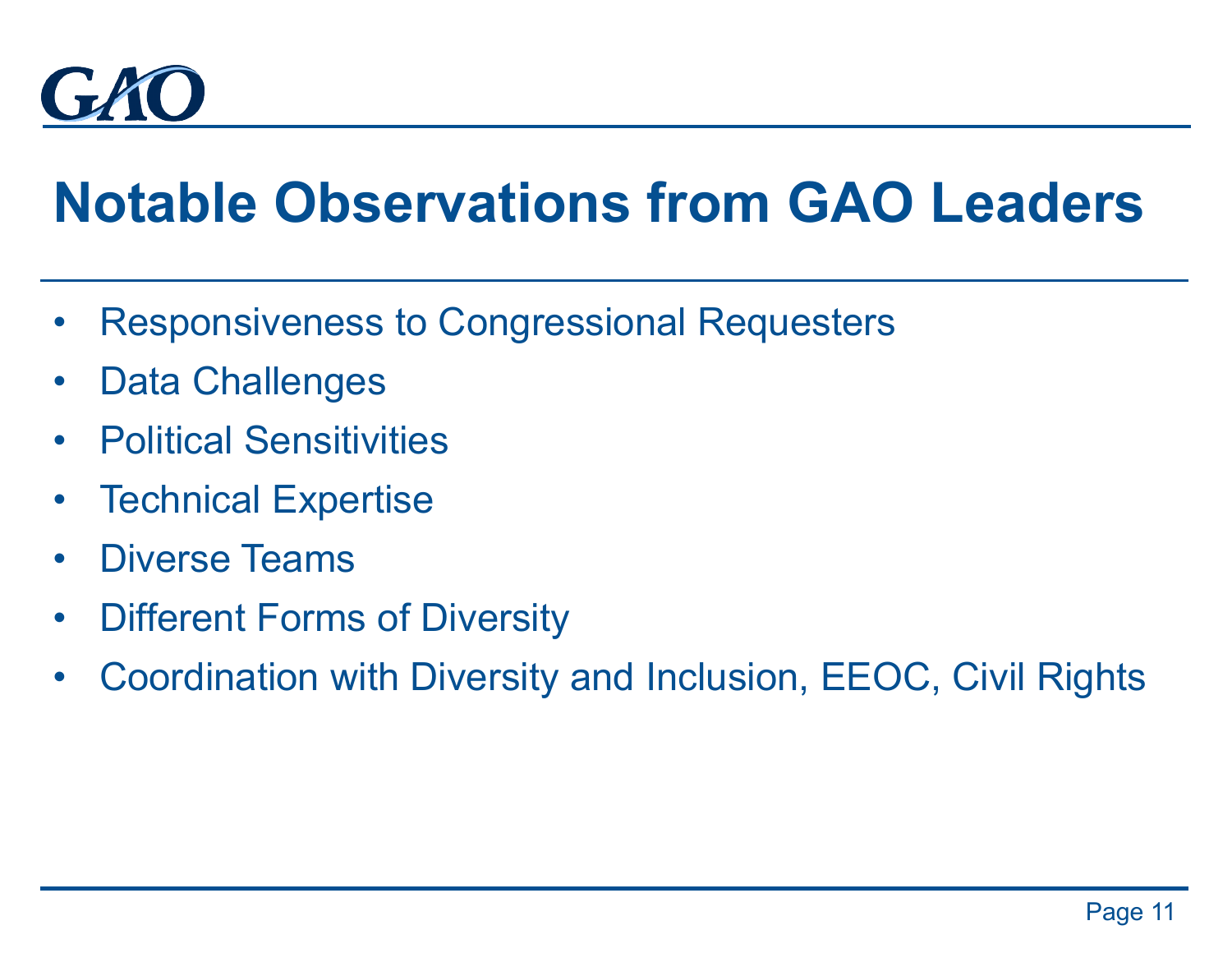# Notable Observations from GAO Leaders

- Responsiveness to Congressional Requesters
- Data Challenges
- Political Sensitivities
- Technical Expertise
- Diverse Teams
- Different Forms of Diversity
- Coordination with Diversity and Inclusion, EEOC, Civil Rights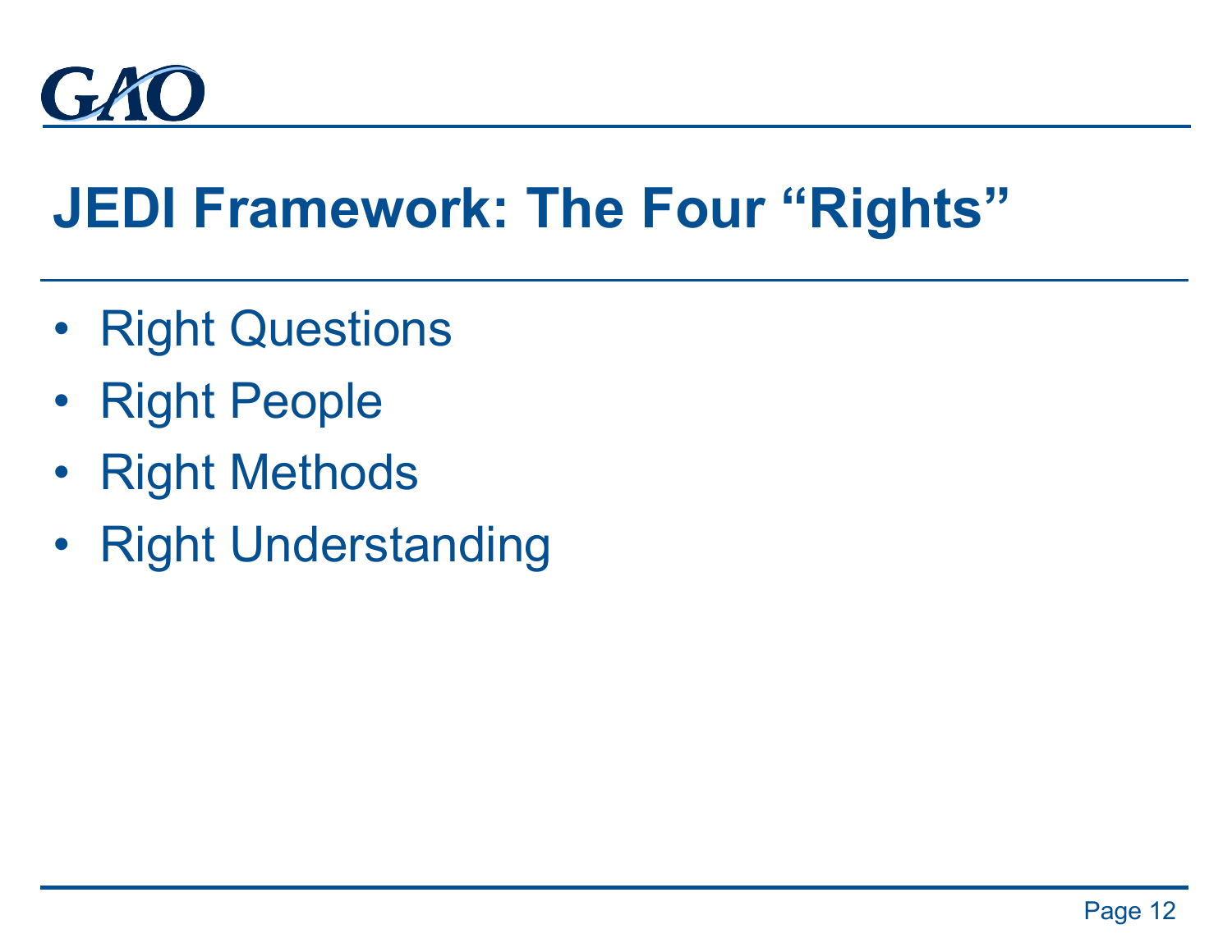# JEDI Framework: The Four "Rights"

- Right Questions
- Right People
- Right Methods
- Right Understanding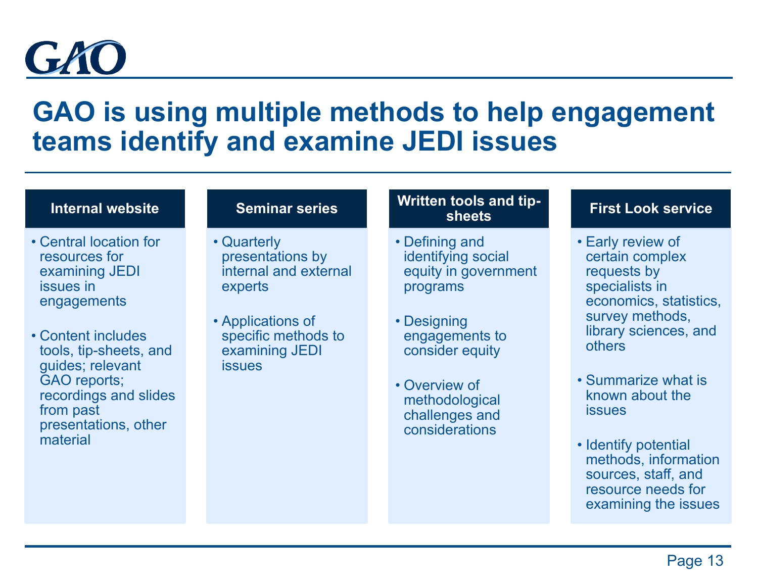# GAO is using multiple methods to help engagement teams identify and examine JEDI issues

### Internal website

- Central location for resources for examining JEDI issues in engagements
- Content includes tools, tip-sheets, and guides; relevant GAO reports; recordings and slides from past presentations, other material

### Seminar series

- Quarterly presentations by internal and external experts
- Applications of specific methods to examining JEDI issues

### Written tools and tip-sheets

- Defining and identifying social equity in government programs
- Designing engagements to consider equity
- Overview of methodological challenges and considerations

### First Look service

- Early review of certain complex requests by specialists in economics, statistics, survey methods, library sciences, and others
- Summarize what is known about the issues
- Identify potential methods, information sources, staff, and resource needs for examining the issues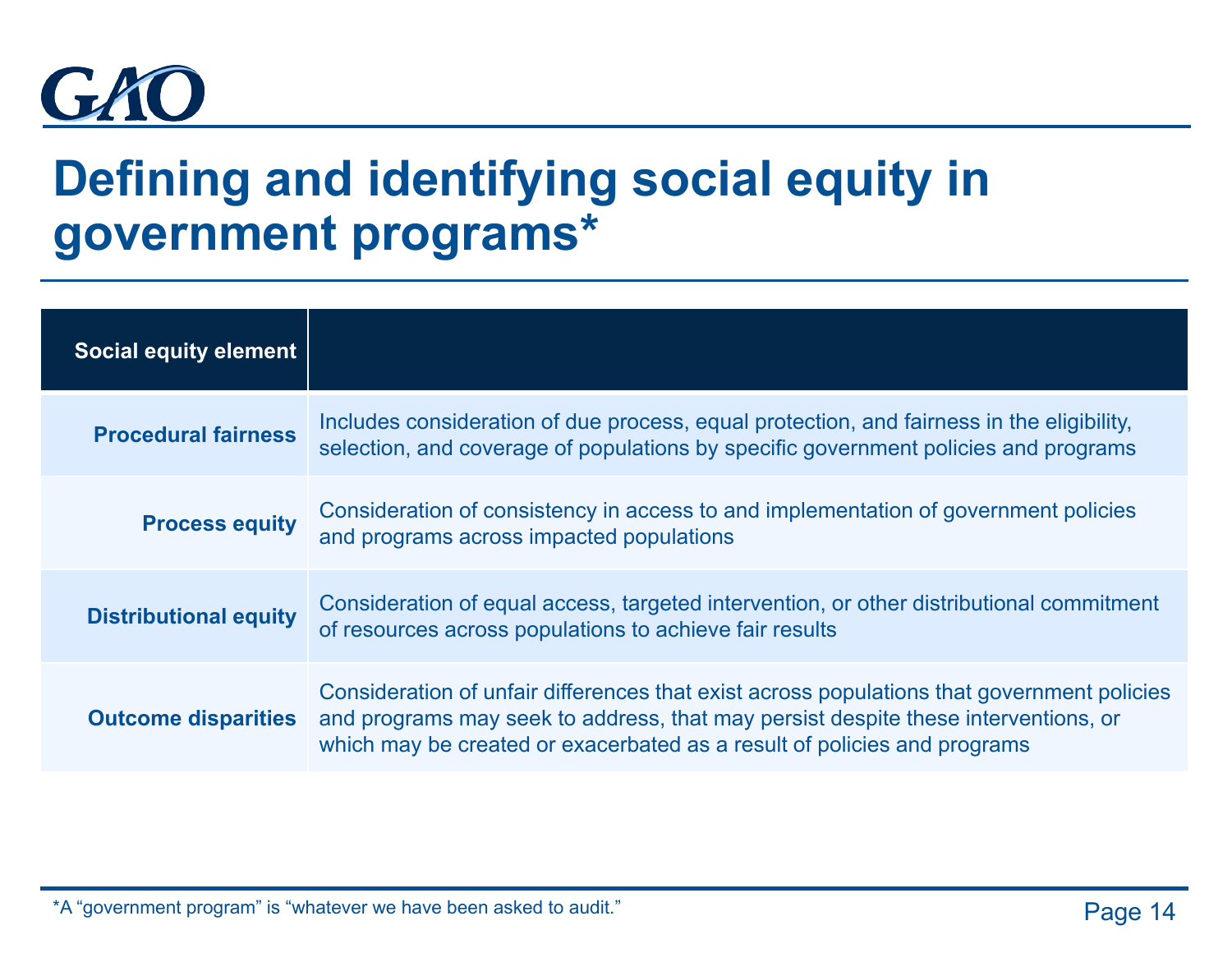GAO

# Defining and identifying social equity in government programs*

| Social equity element | |
|---|---|
| **Procedural fairness** | Includes consideration of due process, equal protection, and fairness in the eligibility, selection, and coverage of populations by specific government policies and programs |
| **Process equity** | Consideration of consistency in access to and implementation of government policies and programs across impacted populations |
| **Distributional equity** | Consideration of equal access, targeted intervention, or other distributional commitment of resources across populations to achieve fair results |
| **Outcome disparities** | Consideration of unfair differences that exist across populations that government policies and programs may seek to address, that may persist despite these interventions, or which may be created or exacerbated as a result of policies and programs |

*A "government program" is "whatever we have been asked to audit."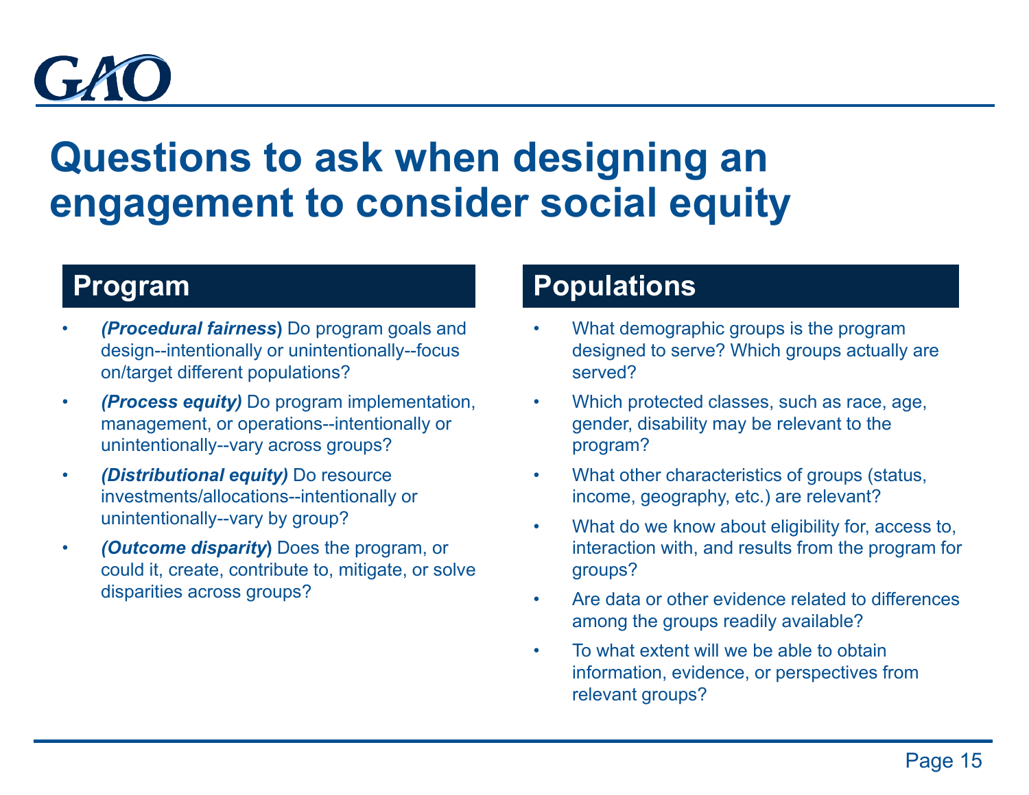# Questions to ask when designing an engagement to consider social equity

## Program

- ***(Procedural fairness*)** Do program goals and design--intentionally or unintentionally--focus on/target different populations?
- ***(Process equity)*** Do program implementation, management, or operations--intentionally or unintentionally--vary across groups?
- ***(Distributional equity)*** Do resource investments/allocations--intentionally or unintentionally--vary by group?
- ***(Outcome disparity*)** Does the program, or could it, create, contribute to, mitigate, or solve disparities across groups?

## Populations

- What demographic groups is the program designed to serve? Which groups actually are served?
- Which protected classes, such as race, age, gender, disability may be relevant to the program?
- What other characteristics of groups (status, income, geography, etc.) are relevant?
- What do we know about eligibility for, access to, interaction with, and results from the program for groups?
- Are data or other evidence related to differences among the groups readily available?
- To what extent will we be able to obtain information, evidence, or perspectives from relevant groups?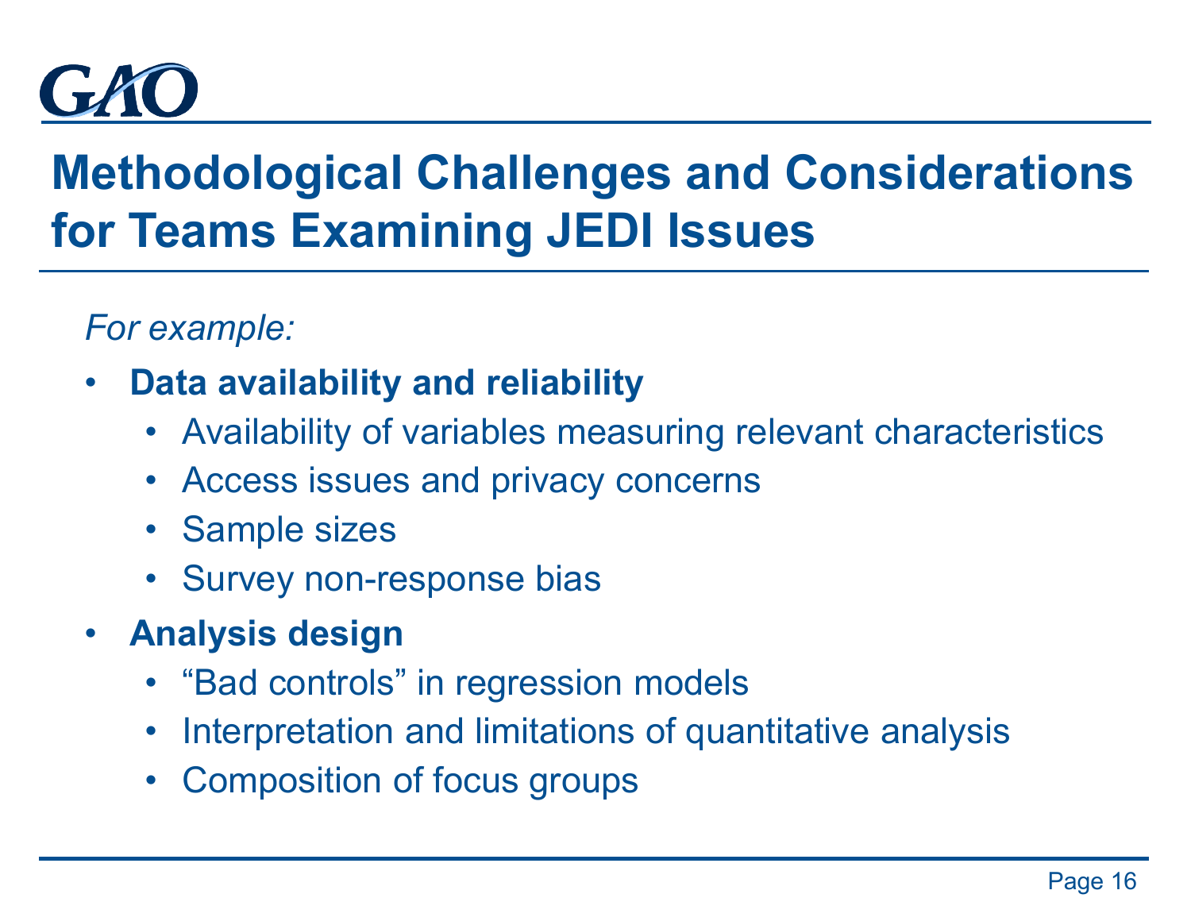# Methodological Challenges and Considerations for Teams Examining JEDI Issues

*For example:*

- **Data availability and reliability**
  - Availability of variables measuring relevant characteristics
  - Access issues and privacy concerns
  - Sample sizes
  - Survey non-response bias
- **Analysis design**
  - “Bad controls” in regression models
  - Interpretation and limitations of quantitative analysis
  - Composition of focus groups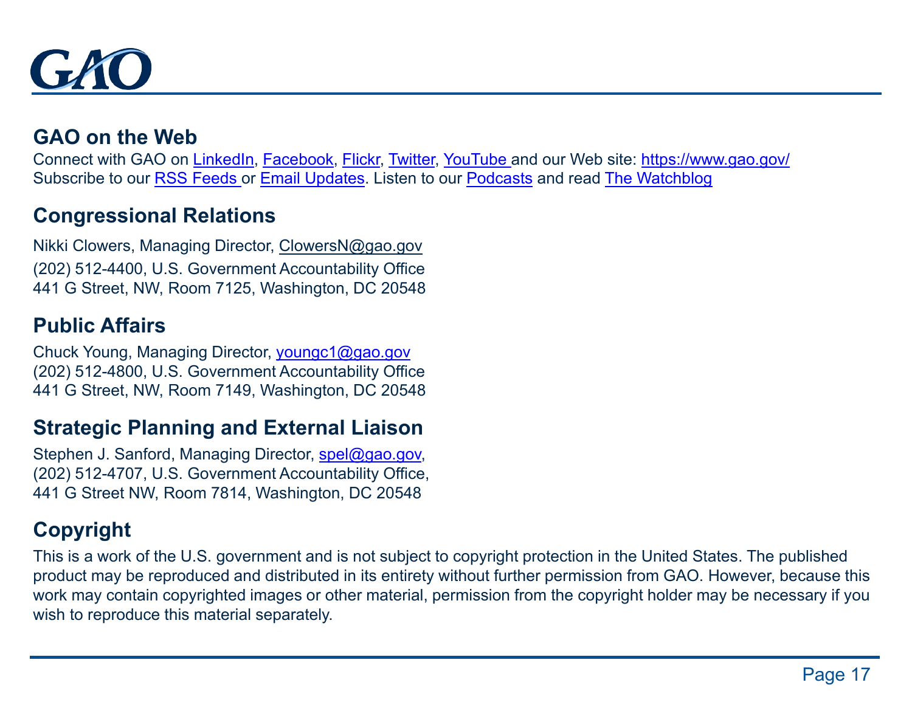## GAO on the Web

Connect with GAO on LinkedIn, Facebook, Flickr, Twitter, YouTube and our Web site: https://www.gao.gov/
Subscribe to our RSS Feeds or Email Updates. Listen to our Podcasts and read The Watchblog

## Congressional Relations

Nikki Clowers, Managing Director, ClowersN@gao.gov
(202) 512-4400, U.S. Government Accountability Office
441 G Street, NW, Room 7125, Washington, DC 20548

## Public Affairs

Chuck Young, Managing Director, youngc1@gao.gov
(202) 512-4800, U.S. Government Accountability Office
441 G Street, NW, Room 7149, Washington, DC 20548

## Strategic Planning and External Liaison

Stephen J. Sanford, Managing Director, spel@gao.gov,
(202) 512-4707, U.S. Government Accountability Office,
441 G Street NW, Room 7814, Washington, DC 20548

## Copyright

This is a work of the U.S. government and is not subject to copyright protection in the United States. The published product may be reproduced and distributed in its entirety without further permission from GAO. However, because this work may contain copyrighted images or other material, permission from the copyright holder may be necessary if you wish to reproduce this material separately.